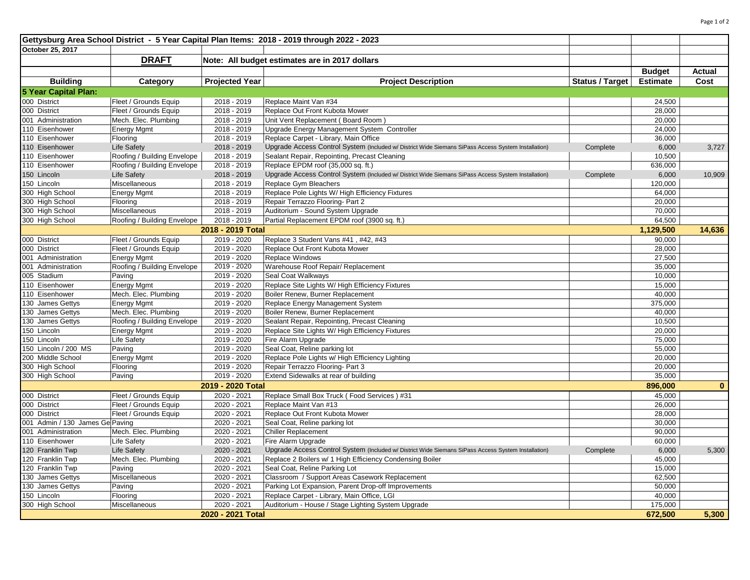| Gettysburg Area School District - 5 Year Capital Plan Items: 2018 - 2019 through 2022 - 2023 | | | | | | |
|---|---|---|---|---|---|---|
| October 25, 2017 | | | | | | |
| | **DRAFT** | Note: All budget estimates are in 2017 dollars | | | | |
| | | | | | **Budget** | **Actual** |
| **Building** | **Category** | **Projected Year** | **Project Description** | **Status / Target** | **Estimate** | **Cost** |
| **5 Year Capital Plan:** | | | | | | |
| 000 District | Fleet / Grounds Equip | 2018 - 2019 | Replace Maint Van #34 | | 24,500 | |
| 000 District | Fleet / Grounds Equip | 2018 - 2019 | Replace Out Front Kubota Mower | | 28,000 | |
| 001 Administration | Mech. Elec. Plumbing | 2018 - 2019 | Unit Vent Replacement ( Board Room ) | | 20,000 | |
| 110 Eisenhower | Energy Mgmt | 2018 - 2019 | Upgrade Energy Management System Controller | | 24,000 | |
| 110 Eisenhower | Flooring | 2018 - 2019 | Replace Carpet - Library, Main Office | | 36,000 | |
| 110 Eisenhower | Life Safety | 2018 - 2019 | Upgrade Access Control System (Included w/ District Wide Siemans SiPass Access System Installation) | Complete | 6,000 | 3,727 |
| 110 Eisenhower | Roofing / Building Envelope | 2018 - 2019 | Sealant Repair, Repointing, Precast Cleaning | | 10,500 | |
| 110 Eisenhower | Roofing / Building Envelope | 2018 - 2019 | Replace EPDM roof (35,000 sq. ft.) | | 636,000 | |
| 150 Lincoln | Life Safety | 2018 - 2019 | Upgrade Access Control System (Included w/ District Wide Siemans SiPass Access System Installation) | Complete | 6,000 | 10,909 |
| 150 Lincoln | Miscellaneous | 2018 - 2019 | Replace Gym Bleachers | | 120,000 | |
| 300 High School | Energy Mgmt | 2018 - 2019 | Replace Pole Lights W/ High Efficiency Fixtures | | 64,000 | |
| 300 High School | Flooring | 2018 - 2019 | Repair Terrazzo Flooring- Part 2 | | 20,000 | |
| 300 High School | Miscellaneous | 2018 - 2019 | Auditorium - Sound System Upgrade | | 70,000 | |
| 300 High School | Roofing / Building Envelope | 2018 - 2019 | Partial Replacement EPDM roof (3900 sq. ft.) | | 64,500 | |
| | | **2018 - 2019 Total** | | | **1,129,500** | **14,636** |
| 000 District | Fleet / Grounds Equip | 2019 - 2020 | Replace 3 Student Vans #41 , #42, #43 | | 90,000 | |
| 000 District | Fleet / Grounds Equip | 2019 - 2020 | Replace Out Front Kubota Mower | | 28,000 | |
| 001 Administration | Energy Mgmt | 2019 - 2020 | Replace Windows | | 27,500 | |
| 001 Administration | Roofing / Building Envelope | 2019 - 2020 | Warehouse Roof Repair/ Replacement | | 35,000 | |
| 005 Stadium | Paving | 2019 - 2020 | Seal Coat Walkways | | 10,000 | |
| 110 Eisenhower | Energy Mgmt | 2019 - 2020 | Replace Site Lights W/ High Efficiency Fixtures | | 15,000 | |
| 110 Eisenhower | Mech. Elec. Plumbing | 2019 - 2020 | Boiler Renew, Burner Replacement | | 40,000 | |
| 130 James Gettys | Energy Mgmt | 2019 - 2020 | Replace Energy Management System | | 375,000 | |
| 130 James Gettys | Mech. Elec. Plumbing | 2019 - 2020 | Boiler Renew, Burner Replacement | | 40,000 | |
| 130 James Gettys | Roofing / Building Envelope | 2019 - 2020 | Sealant Repair, Repointing, Precast Cleaning | | 10,500 | |
| 150 Lincoln | Energy Mgmt | 2019 - 2020 | Replace Site Lights W/ High Efficiency Fixtures | | 20,000 | |
| 150 Lincoln | Life Safety | 2019 - 2020 | Fire Alarm Upgrade | | 75,000 | |
| 150 Lincoln / 200 MS | Paving | 2019 - 2020 | Seal Coat, Reline parking lot | | 55,000 | |
| 200 Middle School | Energy Mgmt | 2019 - 2020 | Replace Pole Lights w/ High Efficiency Lighting | | 20,000 | |
| 300 High School | Flooring | 2019 - 2020 | Repair Terrazzo Flooring- Part 3 | | 20,000 | |
| 300 High School | Paving | 2019 - 2020 | Extend Sidewalks at rear of building | | 35,000 | |
| | | **2019 - 2020 Total** | | | **896,000** | **0** |
| 000 District | Fleet / Grounds Equip | 2020 - 2021 | Replace Small Box Truck ( Food Services ) #31 | | 45,000 | |
| 000 District | Fleet / Grounds Equip | 2020 - 2021 | Replace Maint Van #13 | | 26,000 | |
| 000 District | Fleet / Grounds Equip | 2020 - 2021 | Replace Out Front Kubota Mower | | 28,000 | |
| 001 Admin / 130 James Ge | Paving | 2020 - 2021 | Seal Coat, Reline parking lot | | 30,000 | |
| 001 Administration | Mech. Elec. Plumbing | 2020 - 2021 | Chiller Replacement | | 90,000 | |
| 110 Eisenhower | Life Safety | 2020 - 2021 | Fire Alarm Upgrade | | 60,000 | |
| 120 Franklin Twp | Life Safety | 2020 - 2021 | Upgrade Access Control System (Included w/ District Wide Siemans SiPass Access System Installation) | Complete | 6,000 | 5,300 |
| 120 Franklin Twp | Mech. Elec. Plumbing | 2020 - 2021 | Replace 2 Boilers w/ 1 High Efficiency Condensing Boiler | | 45,000 | |
| 120 Franklin Twp | Paving | 2020 - 2021 | Seal Coat, Reline Parking Lot | | 15,000 | |
| 130 James Gettys | Miscellaneous | 2020 - 2021 | Classroom / Support Areas Casework Replacement | | 62,500 | |
| 130 James Gettys | Paving | 2020 - 2021 | Parking Lot Expansion, Parent Drop-off Improvements | | 50,000 | |
| 150 Lincoln | Flooring | 2020 - 2021 | Replace Carpet - Library, Main Office, LGI | | 40,000 | |
| 300 High School | Miscellaneous | 2020 - 2021 | Auditorium - House / Stage Lighting System Upgrade | | 175,000 | |
| | | **2020 - 2021 Total** | | | **672,500** | **5,300** |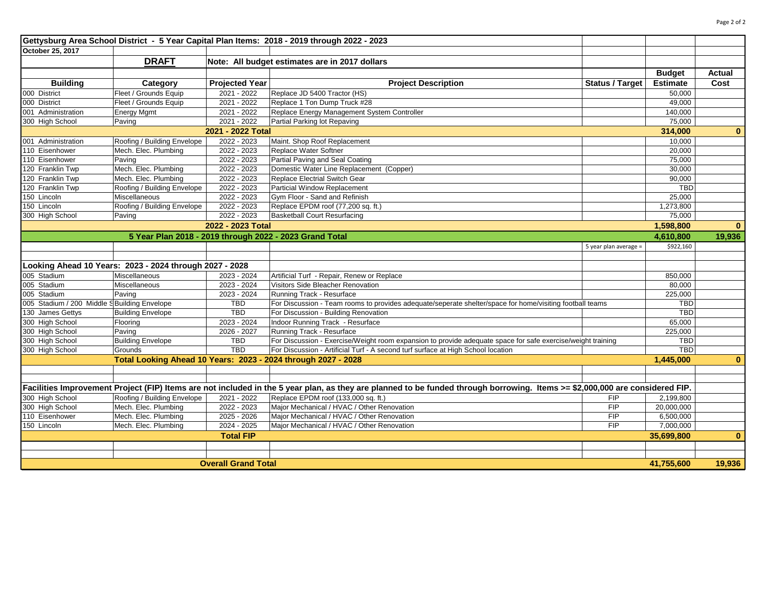| Gettysburg Area School District - 5 Year Capital Plan Items: 2018 - 2019 through 2022 - 2023 | | | | | | |
|---|---|---|---|---|---|---|
| October 25, 2017 | | | | | | |
| | **DRAFT** | Note: All budget estimates are in 2017 dollars | | | | |
| **Building** | **Category** | **Projected Year** | **Project Description** | **Status / Target** | **Budget Estimate** | **Actual Cost** |
| 000 District | Fleet / Grounds Equip | 2021 - 2022 | Replace JD 5400 Tractor (HS) | | 50,000 | |
| 000 District | Fleet / Grounds Equip | 2021 - 2022 | Replace 1 Ton Dump Truck #28 | | 49,000 | |
| 001 Administration | Energy Mgmt | 2021 - 2022 | Replace Energy Management System Controller | | 140,000 | |
| 300 High School | Paving | 2021 - 2022 | Partial Parking lot Repaving | | 75,000 | |
| | | **2021 - 2022 Total** | | | **314,000** | **0** |
| 001 Administration | Roofing / Building Envelope | 2022 - 2023 | Maint. Shop Roof Replacement | | 10,000 | |
| 110 Eisenhower | Mech. Elec. Plumbing | 2022 - 2023 | Replace Water Softner | | 20,000 | |
| 110 Eisenhower | Paving | 2022 - 2023 | Partial Paving and Seal Coating | | 75,000 | |
| 120 Franklin Twp | Mech. Elec. Plumbing | 2022 - 2023 | Domestic Water Line Replacement (Copper) | | 30,000 | |
| 120 Franklin Twp | Mech. Elec. Plumbing | 2022 - 2023 | Replace Electrial Switch Gear | | 90,000 | |
| 120 Franklin Twp | Roofing / Building Envelope | 2022 - 2023 | Particial Window Replacement | | TBD | |
| 150 Lincoln | Miscellaneous | 2022 - 2023 | Gym Floor - Sand and Refinish | | 25,000 | |
| 150 Lincoln | Roofing / Building Envelope | 2022 - 2023 | Replace EPDM roof (77,200 sq. ft.) | | 1,273,800 | |
| 300 High School | Paving | 2022 - 2023 | Basketball Court Resurfacing | | 75,000 | |
| | | **2022 - 2023 Total** | | | **1,598,800** | **0** |
| | **5 Year Plan 2018 - 2019 through 2022 - 2023 Grand Total** | | | | **4,610,800** | **19,936** |
| | | | | 5 year plan average = | $922,160 | |
| **Looking Ahead 10 Years: 2023 - 2024 through 2027 - 2028** | | | | | | |
| 005 Stadium | Miscellaneous | 2023 - 2024 | Artificial Turf - Repair, Renew or Replace | | 850,000 | |
| 005 Stadium | Miscellaneous | 2023 - 2024 | Visitors Side Bleacher Renovation | | 80,000 | |
| 005 Stadium | Paving | 2023 - 2024 | Running Track - Resurface | | 225,000 | |
| 005 Stadium / 200 Middle S | Building Envelope | TBD | For Discussion - Team rooms to provides adequate/seperate shelter/space for home/visiting football teams | | TBD | |
| 130 James Gettys | Building Envelope | TBD | For Discussion - Building Renovation | | TBD | |
| 300 High School | Flooring | 2023 - 2024 | Indoor Running Track - Resurface | | 65,000 | |
| 300 High School | Paving | 2026 - 2027 | Running Track - Resurface | | 225,000 | |
| 300 High School | Building Envelope | TBD | For Discussion - Exercise/Weight room expansion to provide adequate space for safe exercise/weight training | | TBD | |
| 300 High School | Grounds | TBD | For Discussion - Artificial Turf - A second turf surface at High School location | | TBD | |
| | **Total Looking Ahead 10 Years: 2023 - 2024 through 2027 - 2028** | | | | **1,445,000** | **0** |
| **Facilities Improvement Project (FIP) Items are not included in the 5 year plan, as they are planned to be funded through borrowing. Items >= $2,000,000 are considered FIP.** | | | | | | |
| 300 High School | Roofing / Building Envelope | 2021 - 2022 | Replace EPDM roof (133,000 sq. ft.) | FIP | 2,199,800 | |
| 300 High School | Mech. Elec. Plumbing | 2022 - 2023 | Major Mechanical / HVAC / Other Renovation | FIP | 20,000,000 | |
| 110 Eisenhower | Mech. Elec. Plumbing | 2025 - 2026 | Major Mechanical / HVAC / Other Renovation | FIP | 6,500,000 | |
| 150 Lincoln | Mech. Elec. Plumbing | 2024 - 2025 | Major Mechanical / HVAC / Other Renovation | FIP | 7,000,000 | |
| | | **Total FIP** | | | **35,699,800** | **0** |
| | | **Overall Grand Total** | | | **41,755,600** | **19,936** |